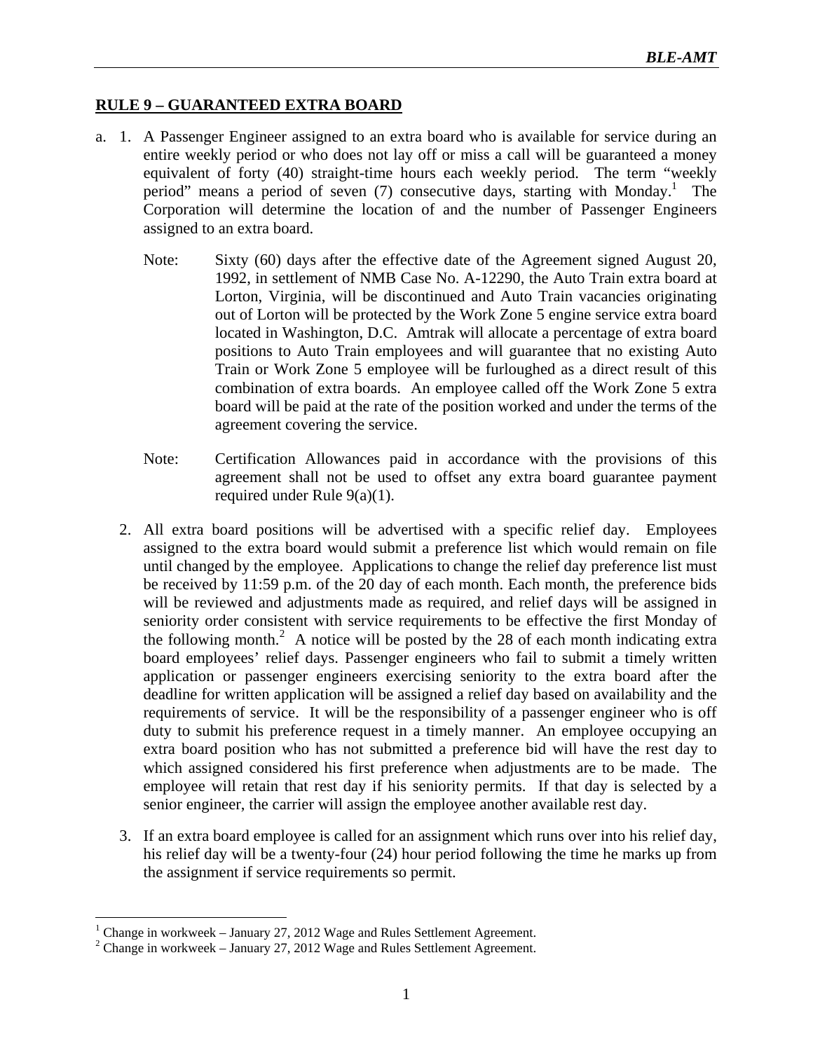## RULE 9 – GUARANTEED EXTRA BOARD

a. 1. A Passenger Engineer assigned to an extra board who is available for service during an entire weekly period or who does not lay off or miss a call will be guaranteed a money equivalent of forty (40) straight-time hours each weekly period. The term "weekly period" means a period of seven (7) consecutive days, starting with Monday.[1] The Corporation will determine the location of and the number of Passenger Engineers assigned to an extra board.

   Note: Sixty (60) days after the effective date of the Agreement signed August 20, 1992, in settlement of NMB Case No. A-12290, the Auto Train extra board at Lorton, Virginia, will be discontinued and Auto Train vacancies originating out of Lorton will be protected by the Work Zone 5 engine service extra board located in Washington, D.C. Amtrak will allocate a percentage of extra board positions to Auto Train employees and will guarantee that no existing Auto Train or Work Zone 5 employee will be furloughed as a direct result of this combination of extra boards. An employee called off the Work Zone 5 extra board will be paid at the rate of the position worked and under the terms of the agreement covering the service.

   Note: Certification Allowances paid in accordance with the provisions of this agreement shall not be used to offset any extra board guarantee payment required under Rule 9(a)(1).

2. All extra board positions will be advertised with a specific relief day. Employees assigned to the extra board would submit a preference list which would remain on file until changed by the employee. Applications to change the relief day preference list must be received by 11:59 p.m. of the 20 day of each month. Each month, the preference bids will be reviewed and adjustments made as required, and relief days will be assigned in seniority order consistent with service requirements to be effective the first Monday of the following month.[2] A notice will be posted by the 28 of each month indicating extra board employees' relief days. Passenger engineers who fail to submit a timely written application or passenger engineers exercising seniority to the extra board after the deadline for written application will be assigned a relief day based on availability and the requirements of service. It will be the responsibility of a passenger engineer who is off duty to submit his preference request in a timely manner. An employee occupying an extra board position who has not submitted a preference bid will have the rest day to which assigned considered his first preference when adjustments are to be made. The employee will retain that rest day if his seniority permits. If that day is selected by a senior engineer, the carrier will assign the employee another available rest day.

3. If an extra board employee is called for an assignment which runs over into his relief day, his relief day will be a twenty-four (24) hour period following the time he marks up from the assignment if service requirements so permit.

[1] Change in workweek – January 27, 2012 Wage and Rules Settlement Agreement.

[2] Change in workweek – January 27, 2012 Wage and Rules Settlement Agreement.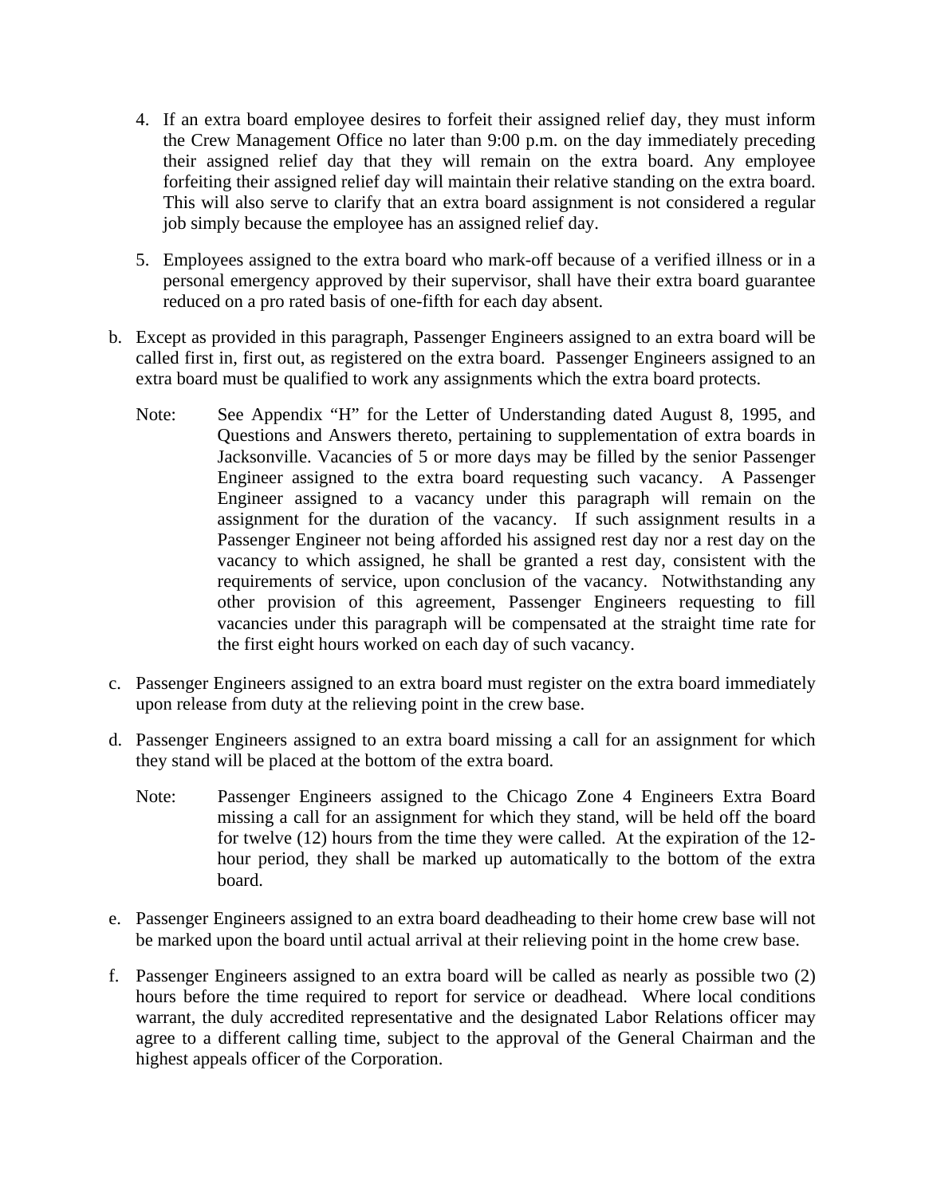4. If an extra board employee desires to forfeit their assigned relief day, they must inform the Crew Management Office no later than 9:00 p.m. on the day immediately preceding their assigned relief day that they will remain on the extra board. Any employee forfeiting their assigned relief day will maintain their relative standing on the extra board. This will also serve to clarify that an extra board assignment is not considered a regular job simply because the employee has an assigned relief day.

5. Employees assigned to the extra board who mark-off because of a verified illness or in a personal emergency approved by their supervisor, shall have their extra board guarantee reduced on a pro rated basis of one-fifth for each day absent.

b. Except as provided in this paragraph, Passenger Engineers assigned to an extra board will be called first in, first out, as registered on the extra board. Passenger Engineers assigned to an extra board must be qualified to work any assignments which the extra board protects.

   Note: See Appendix "H" for the Letter of Understanding dated August 8, 1995, and Questions and Answers thereto, pertaining to supplementation of extra boards in Jacksonville. Vacancies of 5 or more days may be filled by the senior Passenger Engineer assigned to the extra board requesting such vacancy. A Passenger Engineer assigned to a vacancy under this paragraph will remain on the assignment for the duration of the vacancy. If such assignment results in a Passenger Engineer not being afforded his assigned rest day nor a rest day on the vacancy to which assigned, he shall be granted a rest day, consistent with the requirements of service, upon conclusion of the vacancy. Notwithstanding any other provision of this agreement, Passenger Engineers requesting to fill vacancies under this paragraph will be compensated at the straight time rate for the first eight hours worked on each day of such vacancy.

c. Passenger Engineers assigned to an extra board must register on the extra board immediately upon release from duty at the relieving point in the crew base.

d. Passenger Engineers assigned to an extra board missing a call for an assignment for which they stand will be placed at the bottom of the extra board.

   Note: Passenger Engineers assigned to the Chicago Zone 4 Engineers Extra Board missing a call for an assignment for which they stand, will be held off the board for twelve (12) hours from the time they were called. At the expiration of the 12-hour period, they shall be marked up automatically to the bottom of the extra board.

e. Passenger Engineers assigned to an extra board deadheading to their home crew base will not be marked upon the board until actual arrival at their relieving point in the home crew base.

f. Passenger Engineers assigned to an extra board will be called as nearly as possible two (2) hours before the time required to report for service or deadhead. Where local conditions warrant, the duly accredited representative and the designated Labor Relations officer may agree to a different calling time, subject to the approval of the General Chairman and the highest appeals officer of the Corporation.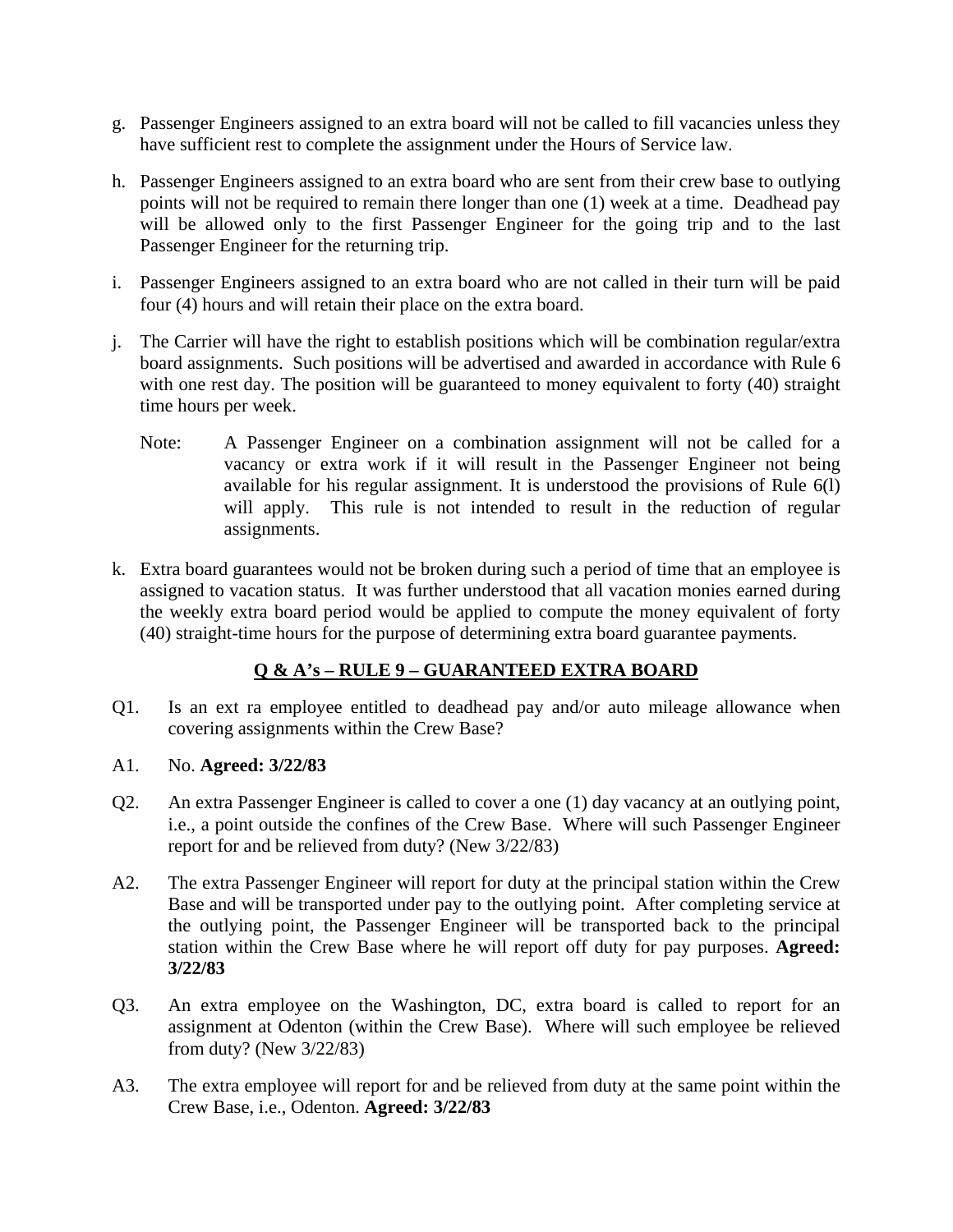g. Passenger Engineers assigned to an extra board will not be called to fill vacancies unless they have sufficient rest to complete the assignment under the Hours of Service law.

h. Passenger Engineers assigned to an extra board who are sent from their crew base to outlying points will not be required to remain there longer than one (1) week at a time. Deadhead pay will be allowed only to the first Passenger Engineer for the going trip and to the last Passenger Engineer for the returning trip.

i. Passenger Engineers assigned to an extra board who are not called in their turn will be paid four (4) hours and will retain their place on the extra board.

j. The Carrier will have the right to establish positions which will be combination regular/extra board assignments. Such positions will be advertised and awarded in accordance with Rule 6 with one rest day. The position will be guaranteed to money equivalent to forty (40) straight time hours per week.

   Note: A Passenger Engineer on a combination assignment will not be called for a vacancy or extra work if it will result in the Passenger Engineer not being available for his regular assignment. It is understood the provisions of Rule 6(l) will apply. This rule is not intended to result in the reduction of regular assignments.

k. Extra board guarantees would not be broken during such a period of time that an employee is assigned to vacation status. It was further understood that all vacation monies earned during the weekly extra board period would be applied to compute the money equivalent of forty (40) straight-time hours for the purpose of determining extra board guarantee payments.

## Q & A's – RULE 9 – GUARANTEED EXTRA BOARD

Q1. Is an ext ra employee entitled to deadhead pay and/or auto mileage allowance when covering assignments within the Crew Base?

A1. No. **Agreed: 3/22/83**

Q2. An extra Passenger Engineer is called to cover a one (1) day vacancy at an outlying point, i.e., a point outside the confines of the Crew Base. Where will such Passenger Engineer report for and be relieved from duty? (New 3/22/83)

A2. The extra Passenger Engineer will report for duty at the principal station within the Crew Base and will be transported under pay to the outlying point. After completing service at the outlying point, the Passenger Engineer will be transported back to the principal station within the Crew Base where he will report off duty for pay purposes. **Agreed: 3/22/83**

Q3. An extra employee on the Washington, DC, extra board is called to report for an assignment at Odenton (within the Crew Base). Where will such employee be relieved from duty? (New 3/22/83)

A3. The extra employee will report for and be relieved from duty at the same point within the Crew Base, i.e., Odenton. **Agreed: 3/22/83**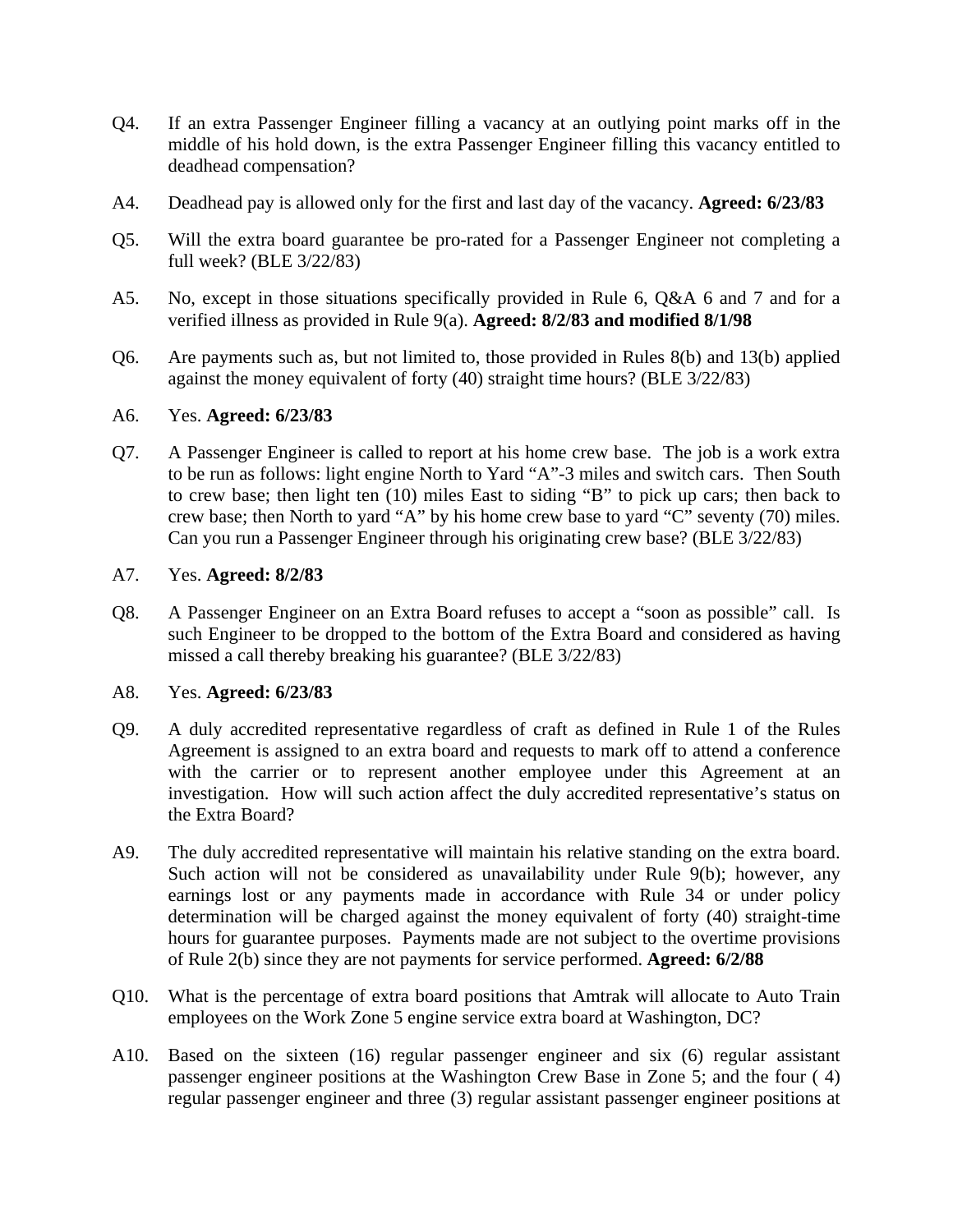Q4. If an extra Passenger Engineer filling a vacancy at an outlying point marks off in the middle of his hold down, is the extra Passenger Engineer filling this vacancy entitled to deadhead compensation?

A4. Deadhead pay is allowed only for the first and last day of the vacancy. **Agreed: 6/23/83**

Q5. Will the extra board guarantee be pro-rated for a Passenger Engineer not completing a full week? (BLE 3/22/83)

A5. No, except in those situations specifically provided in Rule 6, Q&A 6 and 7 and for a verified illness as provided in Rule 9(a). **Agreed: 8/2/83 and modified 8/1/98**

Q6. Are payments such as, but not limited to, those provided in Rules 8(b) and 13(b) applied against the money equivalent of forty (40) straight time hours? (BLE 3/22/83)

A6. Yes. **Agreed: 6/23/83**

Q7. A Passenger Engineer is called to report at his home crew base. The job is a work extra to be run as follows: light engine North to Yard "A"-3 miles and switch cars. Then South to crew base; then light ten (10) miles East to siding "B" to pick up cars; then back to crew base; then North to yard "A" by his home crew base to yard "C" seventy (70) miles. Can you run a Passenger Engineer through his originating crew base? (BLE 3/22/83)

A7. Yes. **Agreed: 8/2/83**

Q8. A Passenger Engineer on an Extra Board refuses to accept a "soon as possible" call. Is such Engineer to be dropped to the bottom of the Extra Board and considered as having missed a call thereby breaking his guarantee? (BLE 3/22/83)

A8. Yes. **Agreed: 6/23/83**

Q9. A duly accredited representative regardless of craft as defined in Rule 1 of the Rules Agreement is assigned to an extra board and requests to mark off to attend a conference with the carrier or to represent another employee under this Agreement at an investigation. How will such action affect the duly accredited representative's status on the Extra Board?

A9. The duly accredited representative will maintain his relative standing on the extra board. Such action will not be considered as unavailability under Rule 9(b); however, any earnings lost or any payments made in accordance with Rule 34 or under policy determination will be charged against the money equivalent of forty (40) straight-time hours for guarantee purposes. Payments made are not subject to the overtime provisions of Rule 2(b) since they are not payments for service performed. **Agreed: 6/2/88**

Q10. What is the percentage of extra board positions that Amtrak will allocate to Auto Train employees on the Work Zone 5 engine service extra board at Washington, DC?

A10. Based on the sixteen (16) regular passenger engineer and six (6) regular assistant passenger engineer positions at the Washington Crew Base in Zone 5; and the four ( 4) regular passenger engineer and three (3) regular assistant passenger engineer positions at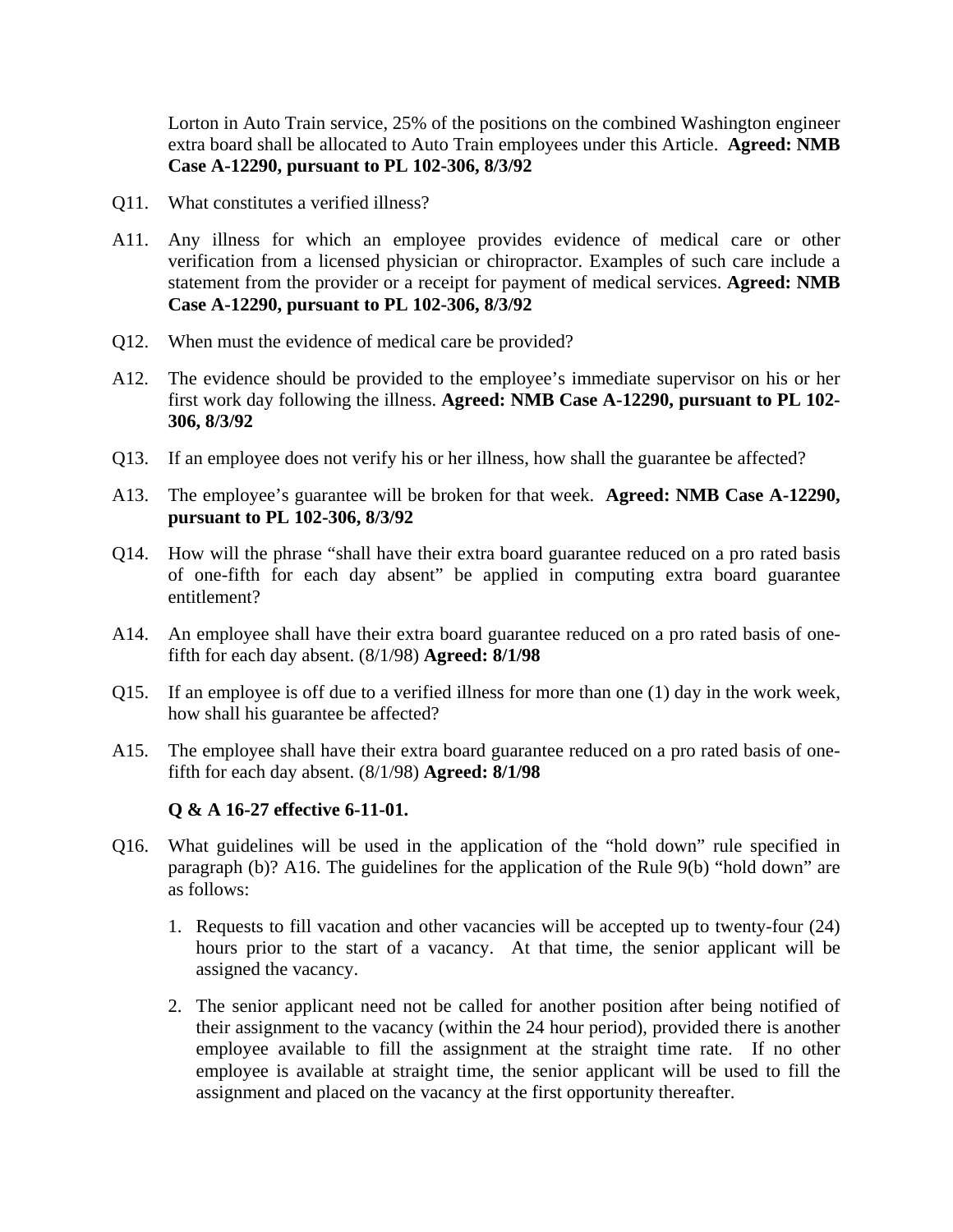Lorton in Auto Train service, 25% of the positions on the combined Washington engineer extra board shall be allocated to Auto Train employees under this Article. **Agreed: NMB Case A-12290, pursuant to PL 102-306, 8/3/92**

Q11. What constitutes a verified illness?

A11. Any illness for which an employee provides evidence of medical care or other verification from a licensed physician or chiropractor. Examples of such care include a statement from the provider or a receipt for payment of medical services. **Agreed: NMB Case A-12290, pursuant to PL 102-306, 8/3/92**

Q12. When must the evidence of medical care be provided?

A12. The evidence should be provided to the employee's immediate supervisor on his or her first work day following the illness. **Agreed: NMB Case A-12290, pursuant to PL 102-306, 8/3/92**

Q13. If an employee does not verify his or her illness, how shall the guarantee be affected?

A13. The employee's guarantee will be broken for that week. **Agreed: NMB Case A-12290, pursuant to PL 102-306, 8/3/92**

Q14. How will the phrase "shall have their extra board guarantee reduced on a pro rated basis of one-fifth for each day absent" be applied in computing extra board guarantee entitlement?

A14. An employee shall have their extra board guarantee reduced on a pro rated basis of one-fifth for each day absent. (8/1/98) **Agreed: 8/1/98**

Q15. If an employee is off due to a verified illness for more than one (1) day in the work week, how shall his guarantee be affected?

A15. The employee shall have their extra board guarantee reduced on a pro rated basis of one-fifth for each day absent. (8/1/98) **Agreed: 8/1/98**

**Q & A 16-27 effective 6-11-01.**

Q16. What guidelines will be used in the application of the "hold down" rule specified in paragraph (b)? A16. The guidelines for the application of the Rule 9(b) "hold down" are as follows:

1. Requests to fill vacation and other vacancies will be accepted up to twenty-four (24) hours prior to the start of a vacancy. At that time, the senior applicant will be assigned the vacancy.
2. The senior applicant need not be called for another position after being notified of their assignment to the vacancy (within the 24 hour period), provided there is another employee available to fill the assignment at the straight time rate. If no other employee is available at straight time, the senior applicant will be used to fill the assignment and placed on the vacancy at the first opportunity thereafter.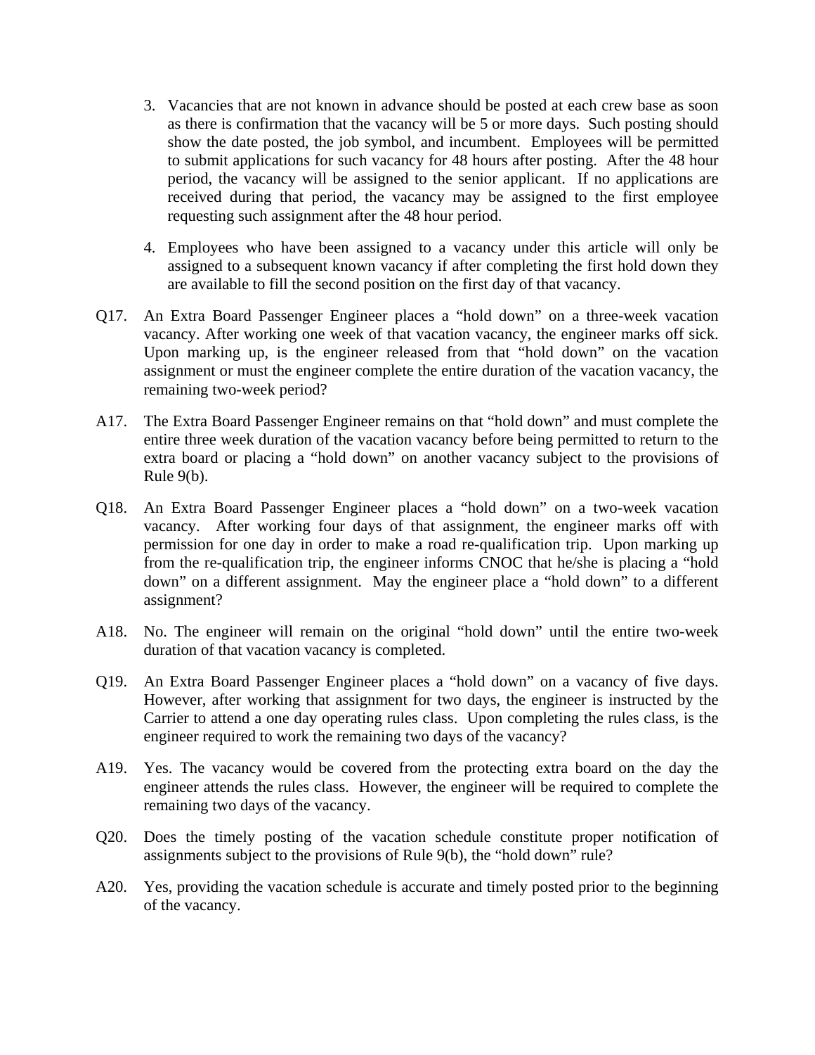3. Vacancies that are not known in advance should be posted at each crew base as soon as there is confirmation that the vacancy will be 5 or more days. Such posting should show the date posted, the job symbol, and incumbent. Employees will be permitted to submit applications for such vacancy for 48 hours after posting. After the 48 hour period, the vacancy will be assigned to the senior applicant. If no applications are received during that period, the vacancy may be assigned to the first employee requesting such assignment after the 48 hour period.

4. Employees who have been assigned to a vacancy under this article will only be assigned to a subsequent known vacancy if after completing the first hold down they are available to fill the second position on the first day of that vacancy.

Q17. An Extra Board Passenger Engineer places a "hold down" on a three-week vacation vacancy. After working one week of that vacation vacancy, the engineer marks off sick. Upon marking up, is the engineer released from that "hold down" on the vacation assignment or must the engineer complete the entire duration of the vacation vacancy, the remaining two-week period?

A17. The Extra Board Passenger Engineer remains on that "hold down" and must complete the entire three week duration of the vacation vacancy before being permitted to return to the extra board or placing a "hold down" on another vacancy subject to the provisions of Rule 9(b).

Q18. An Extra Board Passenger Engineer places a "hold down" on a two-week vacation vacancy. After working four days of that assignment, the engineer marks off with permission for one day in order to make a road re-qualification trip. Upon marking up from the re-qualification trip, the engineer informs CNOC that he/she is placing a "hold down" on a different assignment. May the engineer place a "hold down" to a different assignment?

A18. No. The engineer will remain on the original "hold down" until the entire two-week duration of that vacation vacancy is completed.

Q19. An Extra Board Passenger Engineer places a "hold down" on a vacancy of five days. However, after working that assignment for two days, the engineer is instructed by the Carrier to attend a one day operating rules class. Upon completing the rules class, is the engineer required to work the remaining two days of the vacancy?

A19. Yes. The vacancy would be covered from the protecting extra board on the day the engineer attends the rules class. However, the engineer will be required to complete the remaining two days of the vacancy.

Q20. Does the timely posting of the vacation schedule constitute proper notification of assignments subject to the provisions of Rule 9(b), the "hold down" rule?

A20. Yes, providing the vacation schedule is accurate and timely posted prior to the beginning of the vacancy.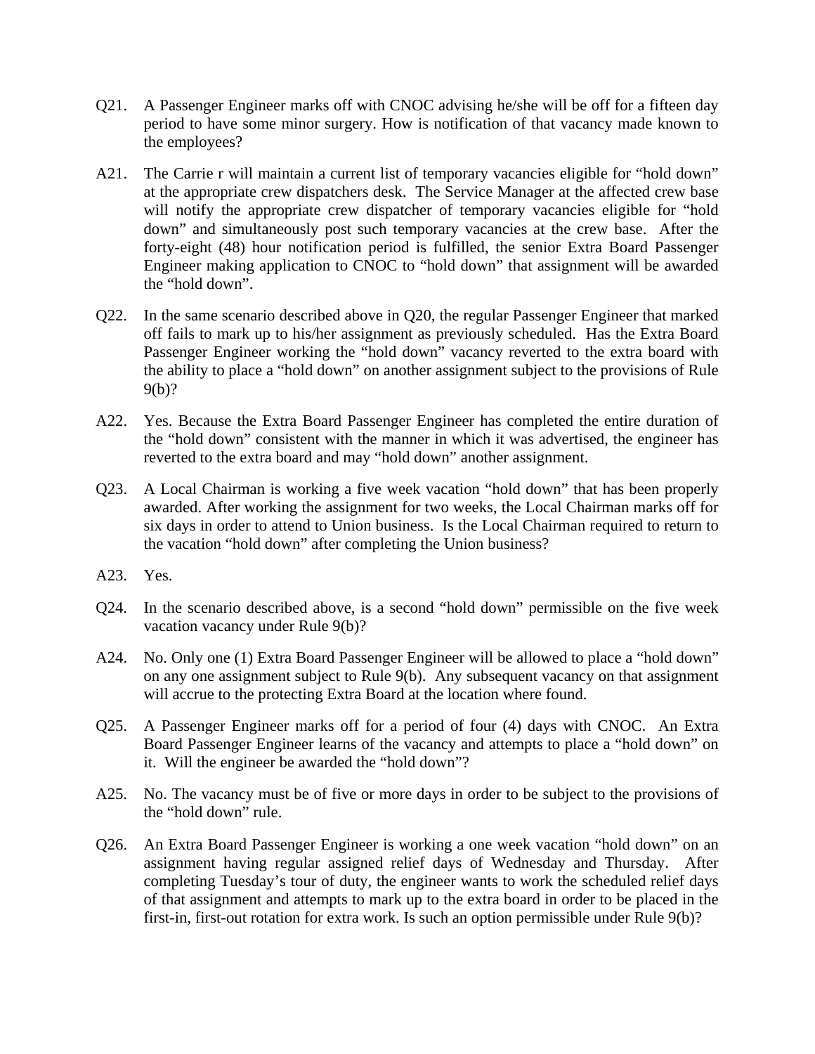Q21. A Passenger Engineer marks off with CNOC advising he/she will be off for a fifteen day period to have some minor surgery. How is notification of that vacancy made known to the employees?

A21. The Carrie r will maintain a current list of temporary vacancies eligible for "hold down" at the appropriate crew dispatchers desk. The Service Manager at the affected crew base will notify the appropriate crew dispatcher of temporary vacancies eligible for "hold down" and simultaneously post such temporary vacancies at the crew base. After the forty-eight (48) hour notification period is fulfilled, the senior Extra Board Passenger Engineer making application to CNOC to "hold down" that assignment will be awarded the "hold down".

Q22. In the same scenario described above in Q20, the regular Passenger Engineer that marked off fails to mark up to his/her assignment as previously scheduled. Has the Extra Board Passenger Engineer working the "hold down" vacancy reverted to the extra board with the ability to place a "hold down" on another assignment subject to the provisions of Rule 9(b)?

A22. Yes. Because the Extra Board Passenger Engineer has completed the entire duration of the "hold down" consistent with the manner in which it was advertised, the engineer has reverted to the extra board and may "hold down" another assignment.

Q23. A Local Chairman is working a five week vacation "hold down" that has been properly awarded. After working the assignment for two weeks, the Local Chairman marks off for six days in order to attend to Union business. Is the Local Chairman required to return to the vacation "hold down" after completing the Union business?

A23. Yes.

Q24. In the scenario described above, is a second "hold down" permissible on the five week vacation vacancy under Rule 9(b)?

A24. No. Only one (1) Extra Board Passenger Engineer will be allowed to place a "hold down" on any one assignment subject to Rule 9(b). Any subsequent vacancy on that assignment will accrue to the protecting Extra Board at the location where found.

Q25. A Passenger Engineer marks off for a period of four (4) days with CNOC. An Extra Board Passenger Engineer learns of the vacancy and attempts to place a "hold down" on it. Will the engineer be awarded the "hold down"?

A25. No. The vacancy must be of five or more days in order to be subject to the provisions of the "hold down" rule.

Q26. An Extra Board Passenger Engineer is working a one week vacation "hold down" on an assignment having regular assigned relief days of Wednesday and Thursday. After completing Tuesday's tour of duty, the engineer wants to work the scheduled relief days of that assignment and attempts to mark up to the extra board in order to be placed in the first-in, first-out rotation for extra work. Is such an option permissible under Rule 9(b)?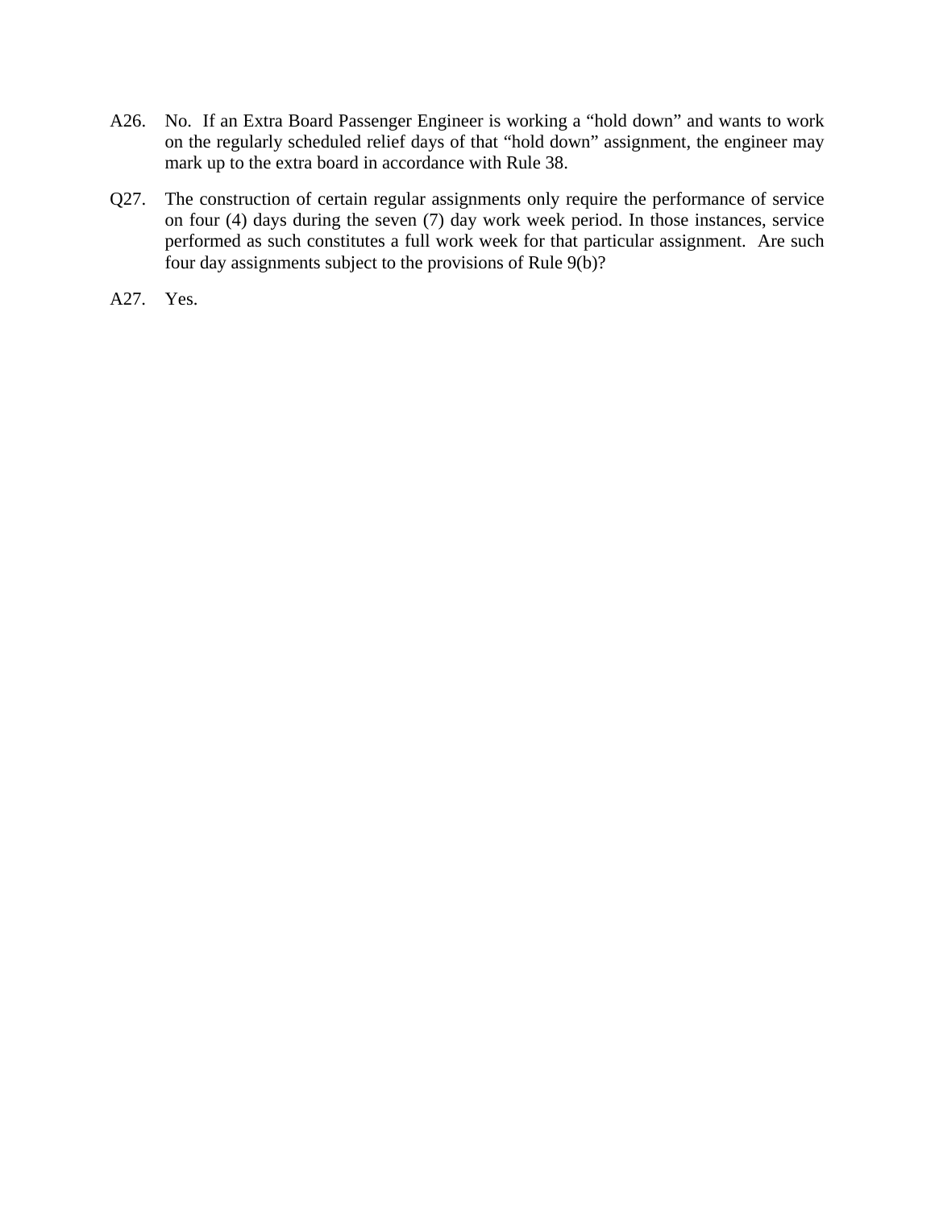A26. No. If an Extra Board Passenger Engineer is working a "hold down" and wants to work on the regularly scheduled relief days of that "hold down" assignment, the engineer may mark up to the extra board in accordance with Rule 38.

Q27. The construction of certain regular assignments only require the performance of service on four (4) days during the seven (7) day work week period. In those instances, service performed as such constitutes a full work week for that particular assignment. Are such four day assignments subject to the provisions of Rule 9(b)?

A27. Yes.